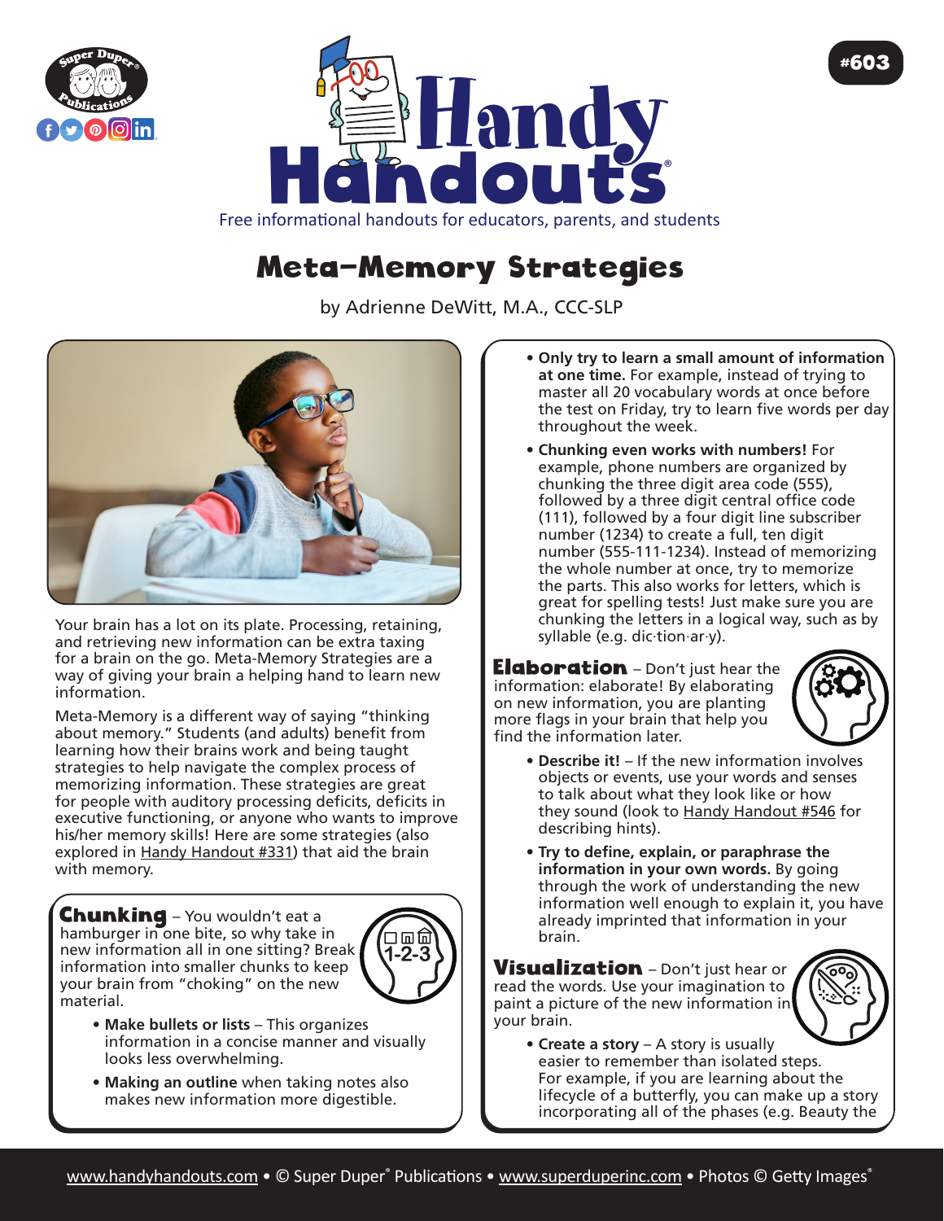# Handy Handouts®

Free informational handouts for educators, parents, and students

#603

## Meta-Memory Strategies

by Adrienne DeWitt, M.A., CCC-SLP

Your brain has a lot on its plate. Processing, retaining, and retrieving new information can be extra taxing for a brain on the go. Meta-Memory Strategies are a way of giving your brain a helping hand to learn new information.

Meta-Memory is a different way of saying "thinking about memory." Students (and adults) benefit from learning how their brains work and being taught strategies to help navigate the complex process of memorizing information. These strategies are great for people with auditory processing deficits, deficits in executive functioning, or anyone who wants to improve his/her memory skills! Here are some strategies (also explored in Handy Handout #331) that aid the brain with memory.

### Chunking

**Chunking** – You wouldn't eat a hamburger in one bite, so why take in new information all in one sitting? Break information into smaller chunks to keep your brain from "choking" on the new material.

- **Make bullets or lists** – This organizes information in a concise manner and visually looks less overwhelming.
- **Making an outline** when taking notes also makes new information more digestible.
- **Only try to learn a small amount of information at one time.** For example, instead of trying to master all 20 vocabulary words at once before the test on Friday, try to learn five words per day throughout the week.
- **Chunking even works with numbers!** For example, phone numbers are organized by chunking the three digit area code (555), followed by a three digit central office code (111), followed by a four digit line subscriber number (1234) to create a full, ten digit number (555-111-1234). Instead of memorizing the whole number at once, try to memorize the parts. This also works for letters, which is great for spelling tests! Just make sure you are chunking the letters in a logical way, such as by syllable (e.g. dic·tion·ar·y).

### Elaboration

**Elaboration** – Don't just hear the information: elaborate! By elaborating on new information, you are planting more flags in your brain that help you find the information later.

- **Describe it!** – If the new information involves objects or events, use your words and senses to talk about what they look like or how they sound (look to Handy Handout #546 for describing hints).
- **Try to define, explain, or paraphrase the information in your own words.** By going through the work of understanding the new information well enough to explain it, you have already imprinted that information in your brain.

### Visualization

**Visualization** – Don't just hear or read the words. Use your imagination to paint a picture of the new information in your brain.

- **Create a story** – A story is usually easier to remember than isolated steps. For example, if you are learning about the lifecycle of a butterfly, you can make up a story incorporating all of the phases (e.g. Beauty the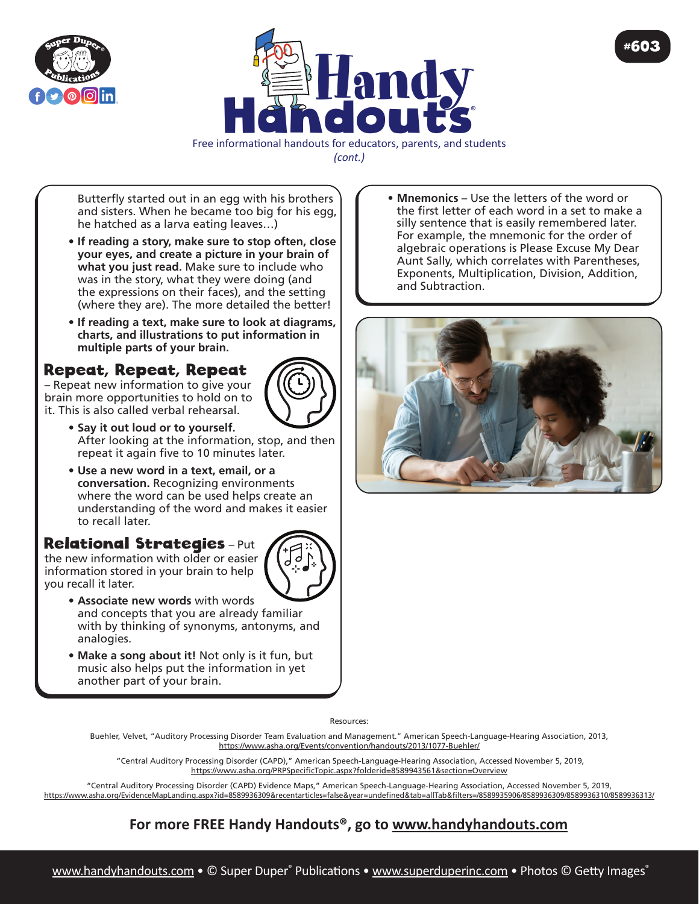Butterfly started out in an egg with his brothers and sisters. When he became too big for his egg, he hatched as a larva eating leaves…)

- **If reading a story, make sure to stop often, close your eyes, and create a picture in your brain of what you just read.** Make sure to include who was in the story, what they were doing (and the expressions on their faces), and the setting (where they are). The more detailed the better!
- **If reading a text, make sure to look at diagrams, charts, and illustrations to put information in multiple parts of your brain.**

## Repeat, Repeat, Repeat

– Repeat new information to give your brain more opportunities to hold on to it. This is also called verbal rehearsal.

- **Say it out loud or to yourself.** After looking at the information, stop, and then repeat it again five to 10 minutes later.
- **Use a new word in a text, email, or a conversation.** Recognizing environments where the word can be used helps create an understanding of the word and makes it easier to recall later.

## Relational Strategies

– Put the new information with older or easier information stored in your brain to help you recall it later.

- **Associate new words** with words and concepts that you are already familiar with by thinking of synonyms, antonyms, and analogies.
- **Make a song about it!** Not only is it fun, but music also helps put the information in yet another part of your brain.
- **Mnemonics** – Use the letters of the word or the first letter of each word in a set to make a silly sentence that is easily remembered later. For example, the mnemonic for the order of algebraic operations is Please Excuse My Dear Aunt Sally, which correlates with Parentheses, Exponents, Multiplication, Division, Addition, and Subtraction.

Resources:

Buehler, Velvet, "Auditory Processing Disorder Team Evaluation and Management." American Speech-Language-Hearing Association, 2013, https://www.asha.org/Events/convention/handouts/2013/1077-Buehler/

"Central Auditory Processing Disorder (CAPD)," American Speech-Language-Hearing Association, Accessed November 5, 2019, https://www.asha.org/PRPSpecificTopic.aspx?folderid=8589943561&section=Overview

"Central Auditory Processing Disorder (CAPD) Evidence Maps," American Speech-Language-Hearing Association, Accessed November 5, 2019, https://www.asha.org/EvidenceMapLanding.aspx?id=8589936309&recentarticles=false&year=undefined&tab=allTab&filters=/8589935906/8589936309/8589936310/8589936313/

**For more FREE Handy Handouts®, go to www.handyhandouts.com**